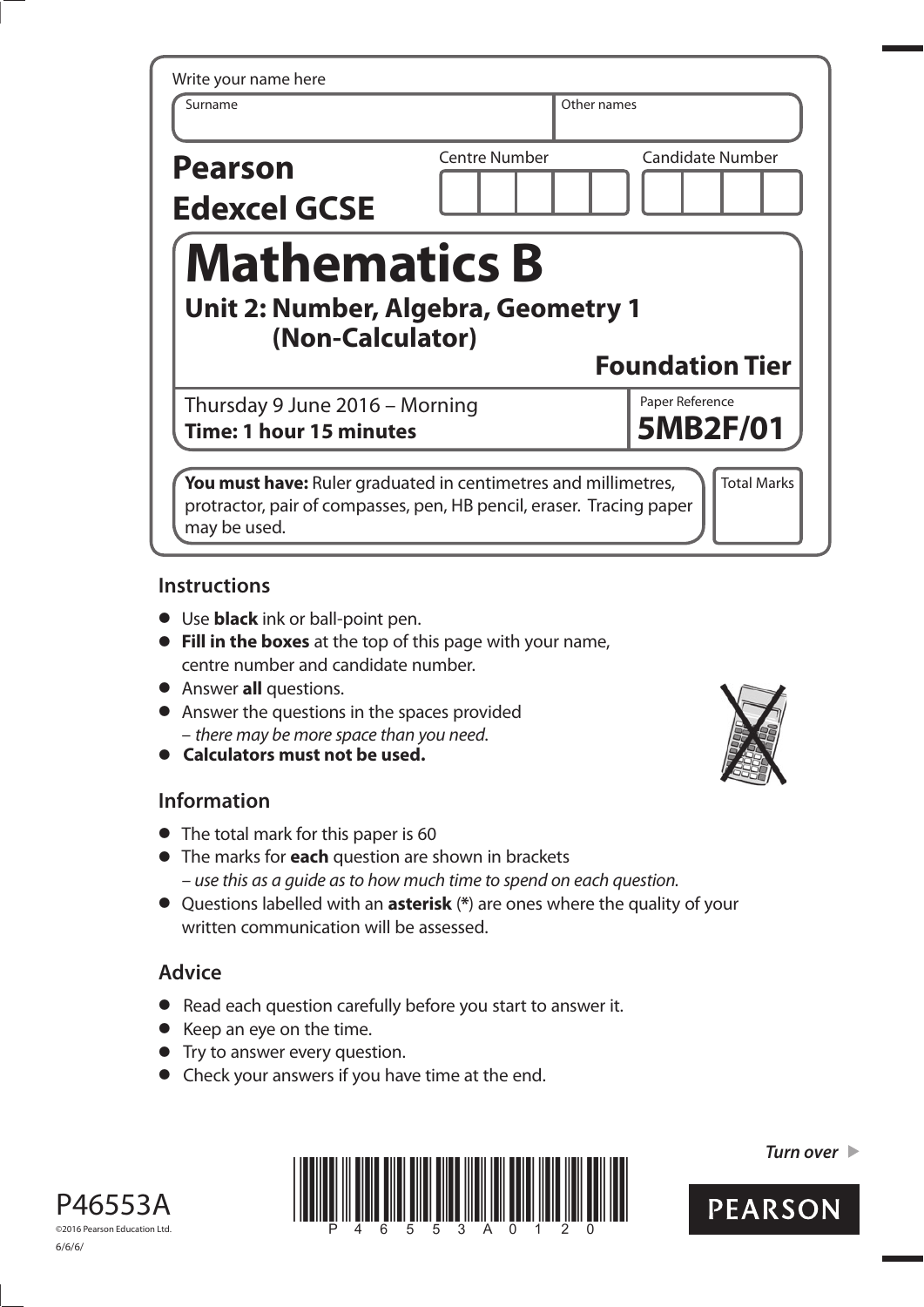Write your name here

| Surname | Other names |
| --- | --- |
| | |

**Pearson Edexcel GCSE**

| Centre Number | Candidate Number |
| --- | --- |
| | |

# Mathematics B

## Unit 2: Number, Algebra, Geometry 1 (Non-Calculator)

**Foundation Tier**

Thursday 9 June 2016 – Morning
**Time: 1 hour 15 minutes**

Paper Reference
**5MB2F/01**

**You must have:** Ruler graduated in centimetres and millimetres, protractor, pair of compasses, pen, HB pencil, eraser. Tracing paper may be used.

Total Marks

## Instructions

- Use **black** ink or ball-point pen.
- **Fill in the boxes** at the top of this page with your name, centre number and candidate number.
- Answer **all** questions.
- Answer the questions in the spaces provided
  – *there may be more space than you need.*
- **Calculators must not be used.**

## Information

- The total mark for this paper is 60
- The marks for **each** question are shown in brackets
  – *use this as a guide as to how much time to spend on each question.*
- Questions labelled with an **asterisk** (**\***) are ones where the quality of your written communication will be assessed.

## Advice

- Read each question carefully before you start to answer it.
- Keep an eye on the time.
- Try to answer every question.
- Check your answers if you have time at the end.

*Turn over* ▶

P46553A
©2016 Pearson Education Ltd.
6/6/6/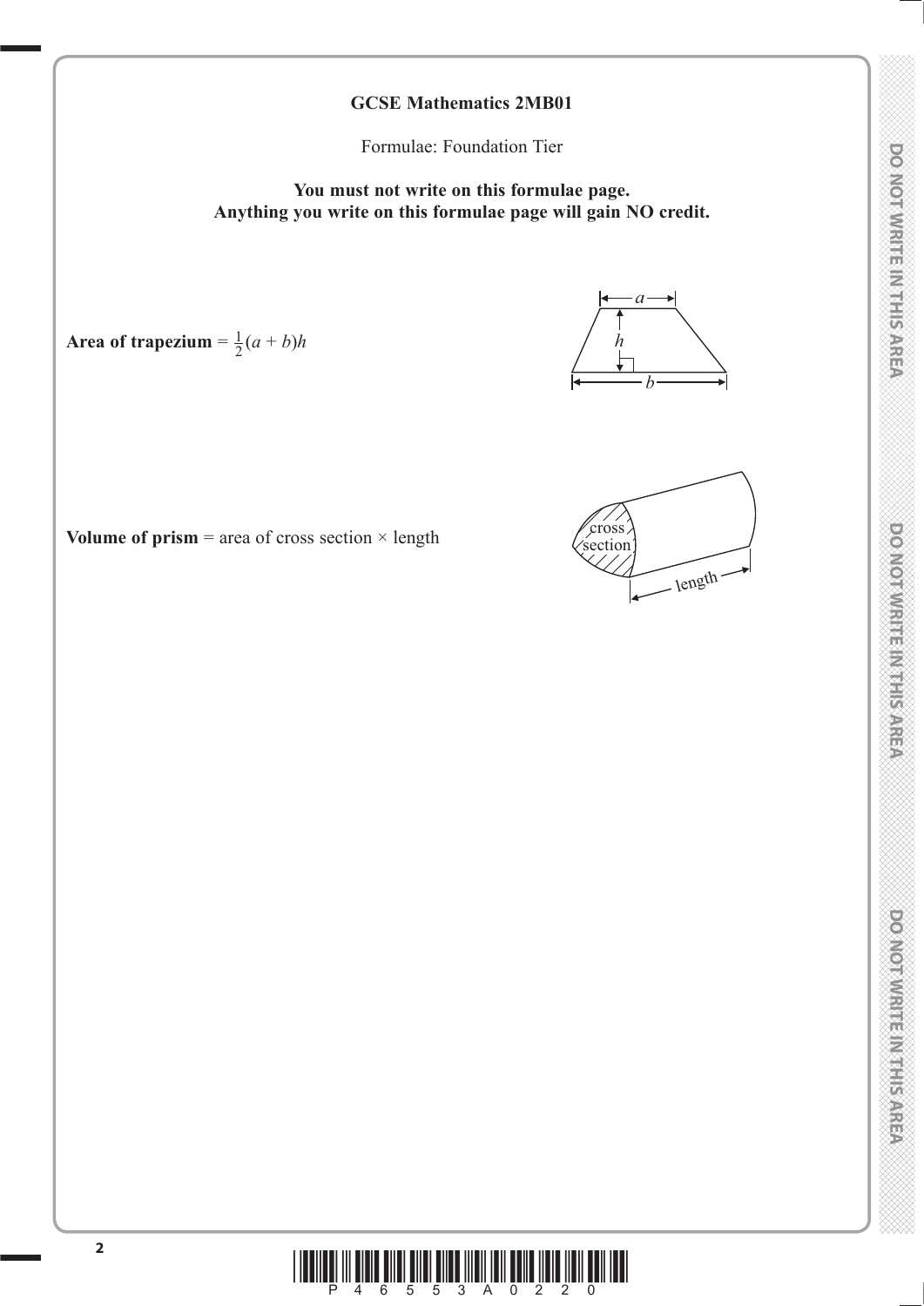**GCSE Mathematics 2MB01**

Formulae: Foundation Tier

**You must not write on this formulae page.**
**Anything you write on this formulae page will gain NO credit.**

**Area of trapezium** = $\frac{1}{2}(a + b)h$

**Volume of prism** = area of cross section × length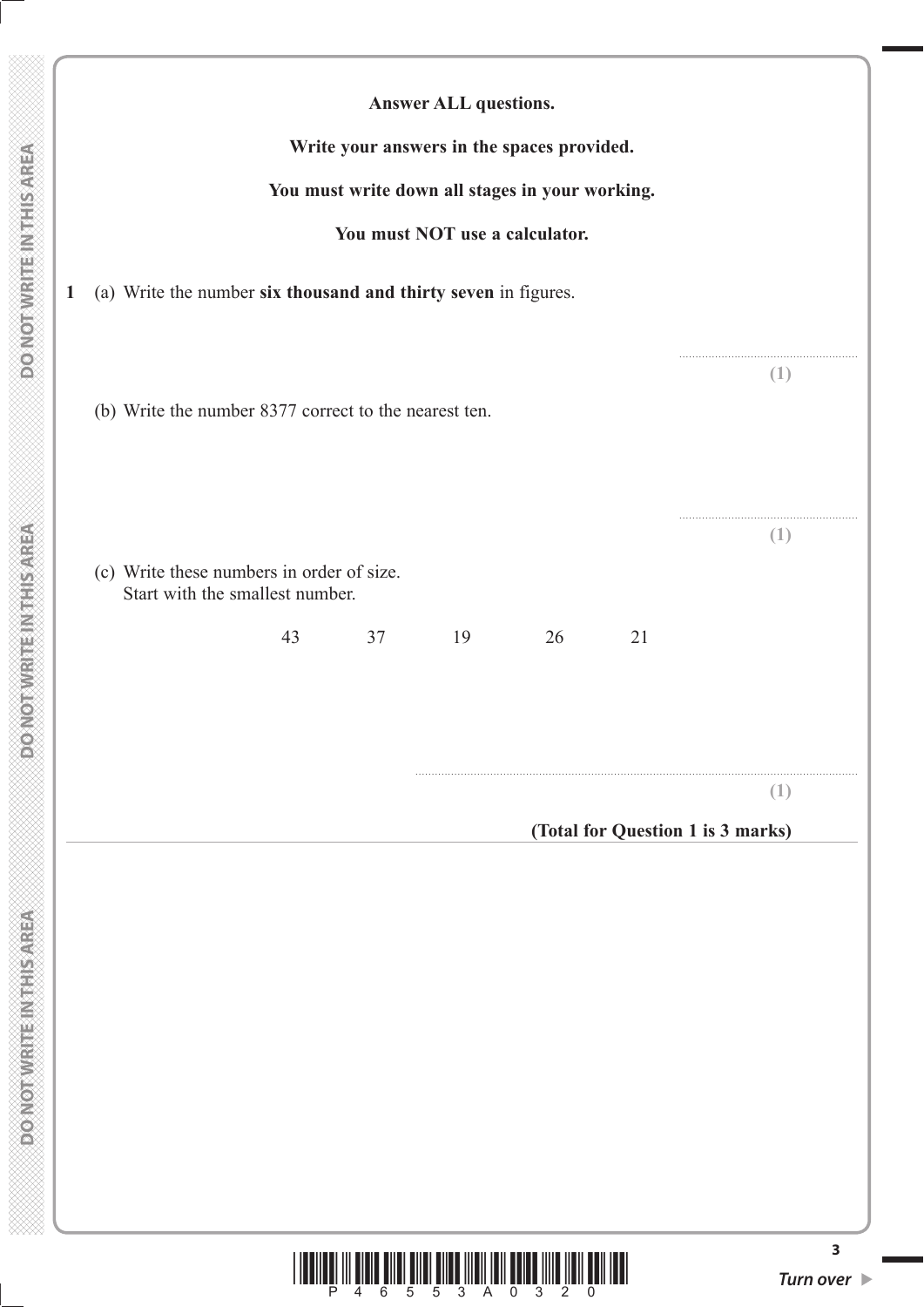**Answer ALL questions.**

**Write your answers in the spaces provided.**

**You must write down all stages in your working.**

**You must NOT use a calculator.**

**1** (a) Write the number **six thousand and thirty seven** in figures.

.......................................................
**(1)**

(b) Write the number 8377 correct to the nearest ten.

.......................................................
**(1)**

(c) Write these numbers in order of size.
Start with the smallest number.

43 37 19 26 21

..............................................................................................................
**(1)**

**(Total for Question 1 is 3 marks)**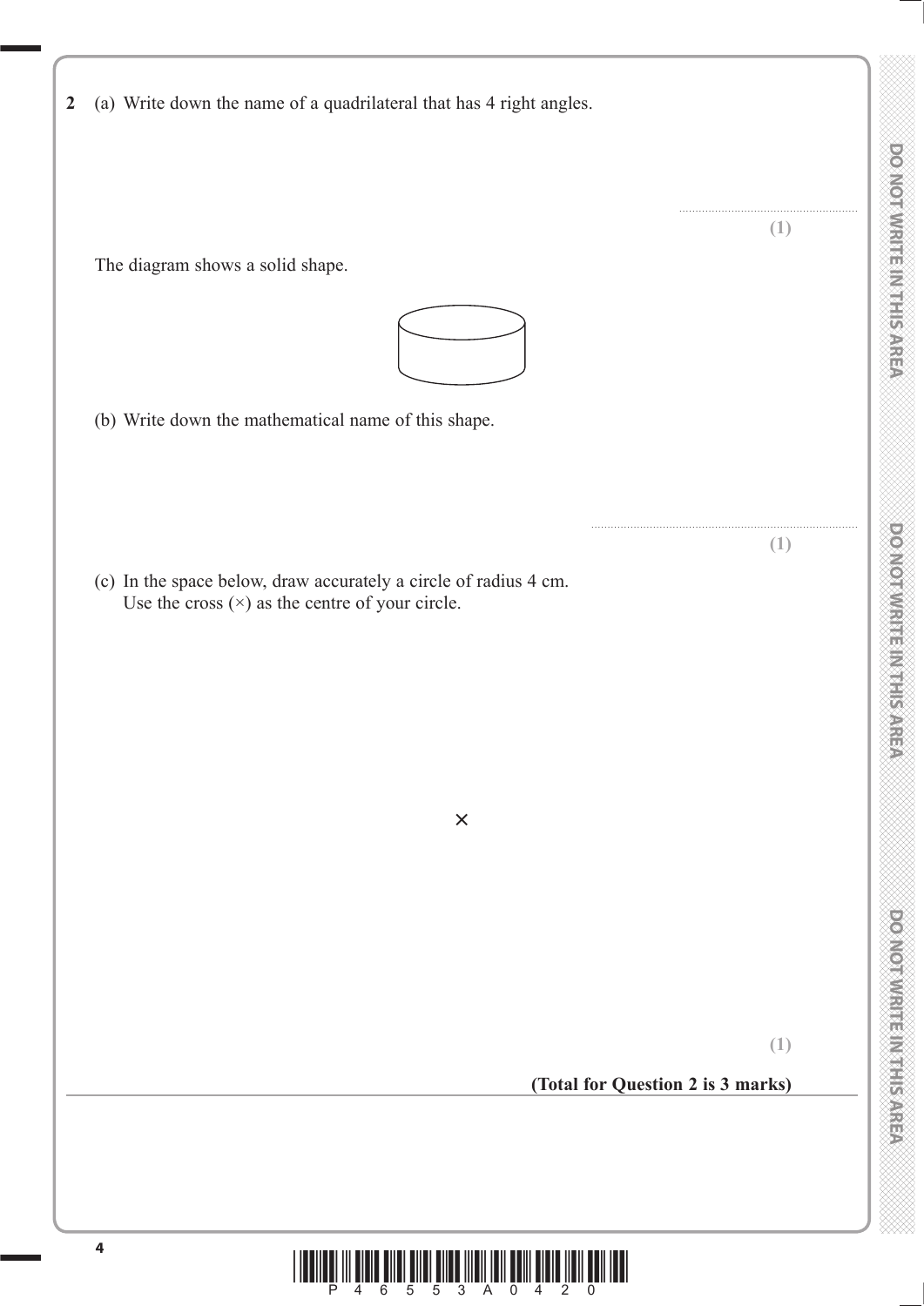**2** (a) Write down the name of a quadrilateral that has 4 right angles.

..........................................
**(1)**

The diagram shows a solid shape.

(b) Write down the mathematical name of this shape.

..........................................
**(1)**

(c) In the space below, draw accurately a circle of radius 4 cm.
Use the cross (×) as the centre of your circle.

×

**(1)**

**(Total for Question 2 is 3 marks)**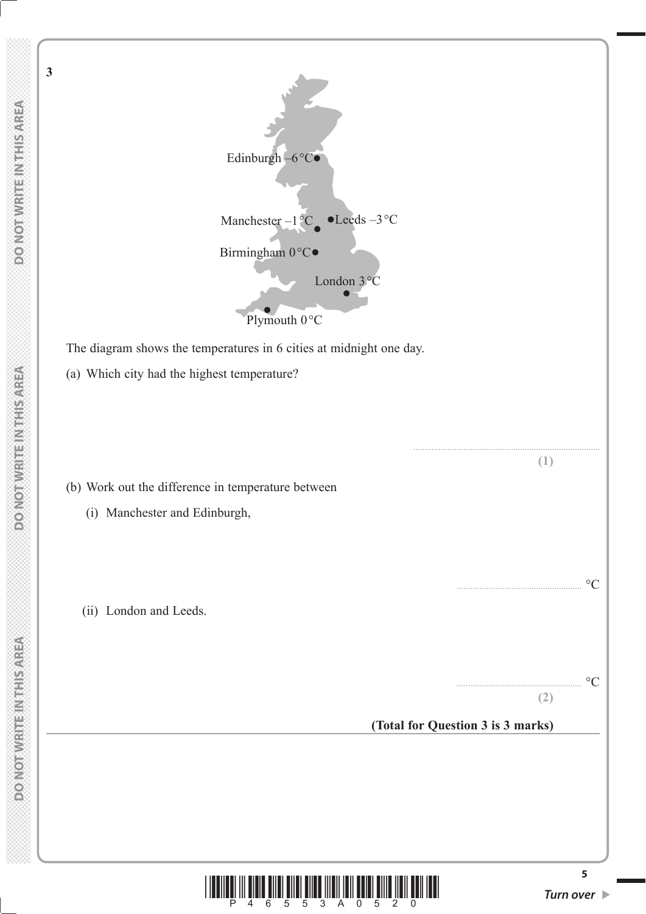**3**

Edinburgh –6 °C

Manchester –1 °C

Leeds –3 °C

Birmingham 0 °C

London 3 °C

Plymouth 0 °C

The diagram shows the temperatures in 6 cities at midnight one day.

(a) Which city had the highest temperature?

.......................................................................................
**(1)**

(b) Work out the difference in temperature between

(i) Manchester and Edinburgh,

..................................................... °C

(ii) London and Leeds.

..................................................... °C
**(2)**

**(Total for Question 3 is 3 marks)**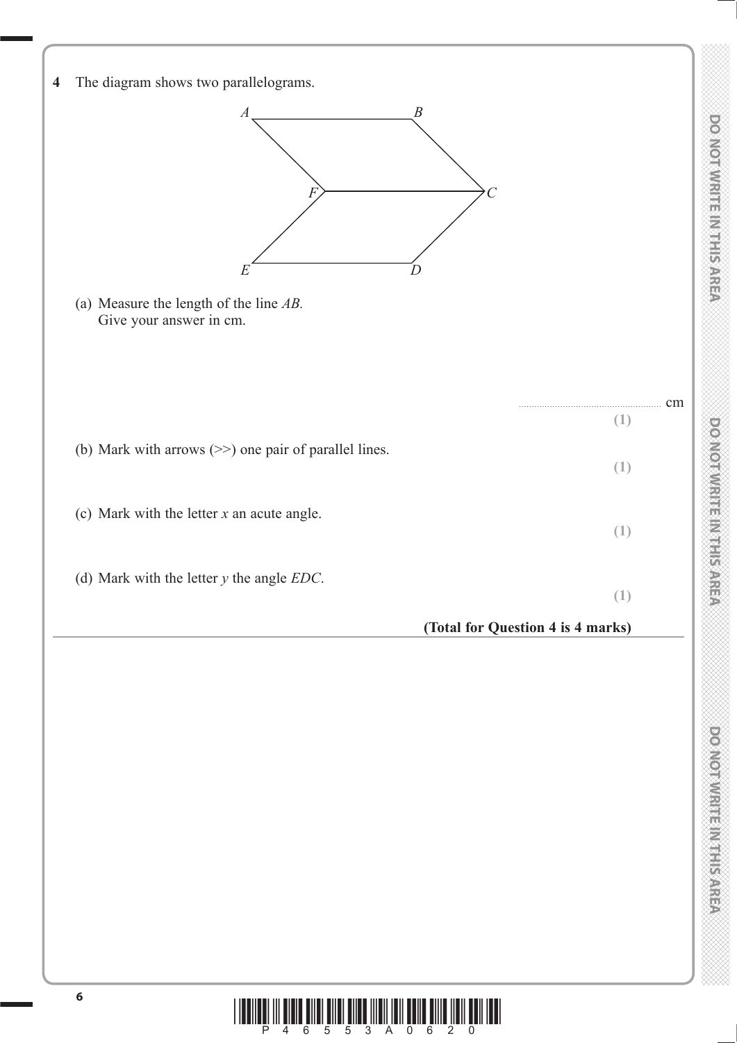**4** The diagram shows two parallelograms.

(a) Measure the length of the line *AB*.
Give your answer in cm.

.......................................................... cm

**(1)**

(b) Mark with arrows (>>) one pair of parallel lines.

**(1)**

(c) Mark with the letter $x$ an acute angle.

**(1)**

(d) Mark with the letter $y$ the angle *EDC*.

**(1)**

**(Total for Question 4 is 4 marks)**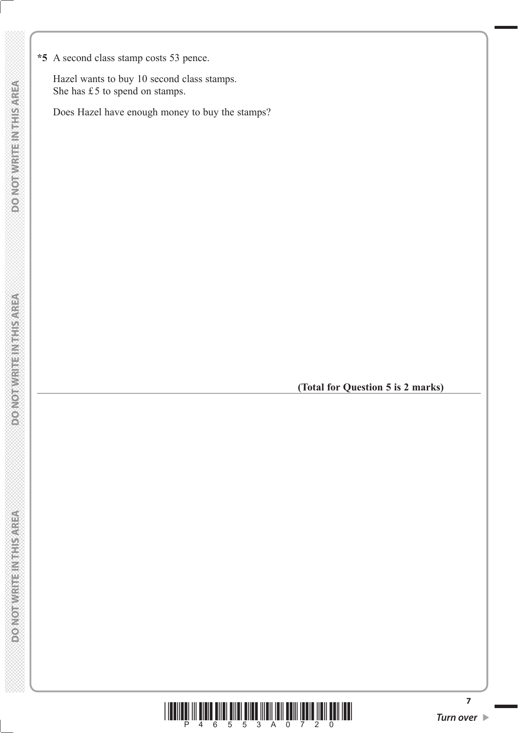*5 A second class stamp costs 53 pence.

Hazel wants to buy 10 second class stamps.
She has £5 to spend on stamps.

Does Hazel have enough money to buy the stamps?

**(Total for Question 5 is 2 marks)**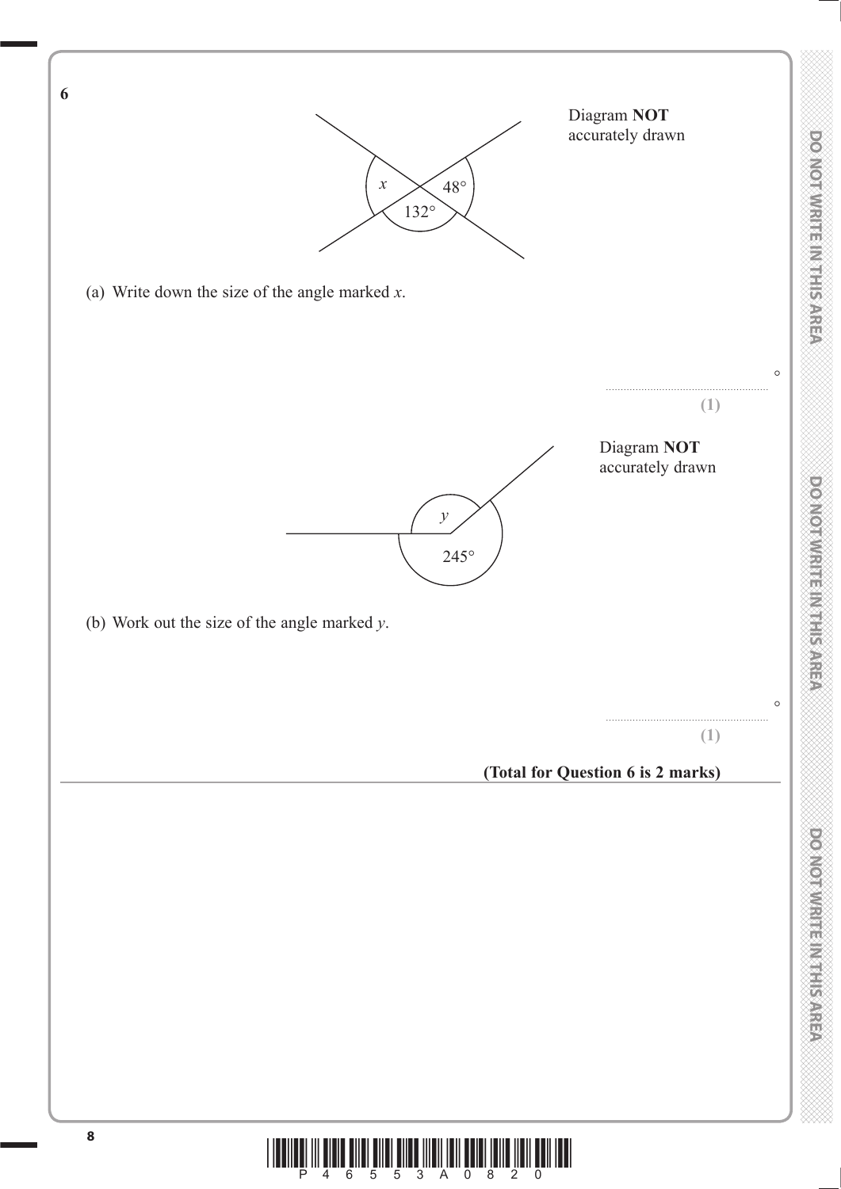**6**

Diagram **NOT** accurately drawn

$x$ &nbsp;&nbsp; 48° &nbsp;&nbsp; 132°

(a) Write down the size of the angle marked $x$.

........................................°

**(1)**

Diagram **NOT** accurately drawn

$y$ &nbsp;&nbsp; 245°

(b) Work out the size of the angle marked $y$.

........................................°

**(1)**

**(Total for Question 6 is 2 marks)**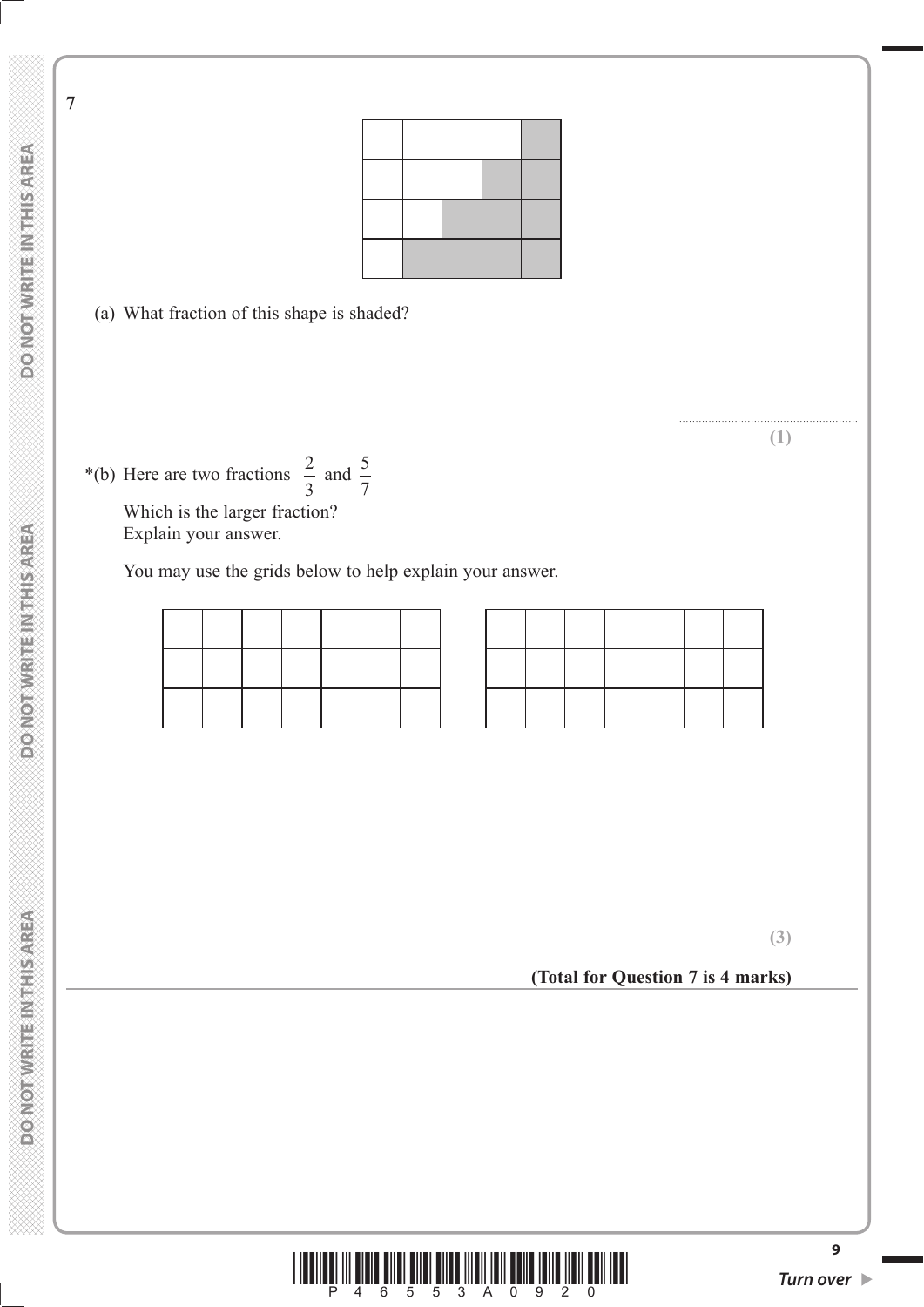**7**

|  |  |  |  |  |
|---|---|---|---|---|
|  |  |  |  | ■ |
|  |  |  | ■ | ■ |
|  |  | ■ | ■ | ■ |
|  | ■ | ■ | ■ | ■ |

(a) What fraction of this shape is shaded?

..........................................................

**(1)**

*(b) Here are two fractions $\frac{2}{3}$ and $\frac{5}{7}$

Which is the larger fraction?
Explain your answer.

You may use the grids below to help explain your answer.

|  |  |  |  |  |  |  |
|---|---|---|---|---|---|---|
|  |  |  |  |  |  |  |
|  |  |  |  |  |  |  |
|  |  |  |  |  |  |  |

|  |  |  |  |  |  |  |
|---|---|---|---|---|---|---|
|  |  |  |  |  |  |  |
|  |  |  |  |  |  |  |
|  |  |  |  |  |  |  |

**(3)**

**(Total for Question 7 is 4 marks)**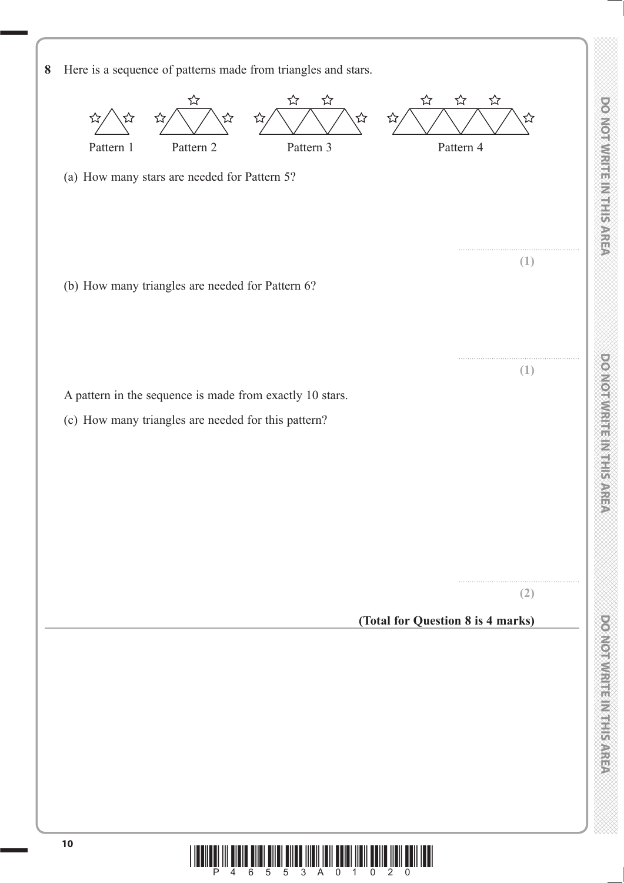**8** Here is a sequence of patterns made from triangles and stars.

Pattern 1    Pattern 2    Pattern 3    Pattern 4

(a) How many stars are needed for Pattern 5?

..........................................................

**(1)**

(b) How many triangles are needed for Pattern 6?

..........................................................

**(1)**

A pattern in the sequence is made from exactly 10 stars.

(c) How many triangles are needed for this pattern?

..........................................................

**(2)**

**(Total for Question 8 is 4 marks)**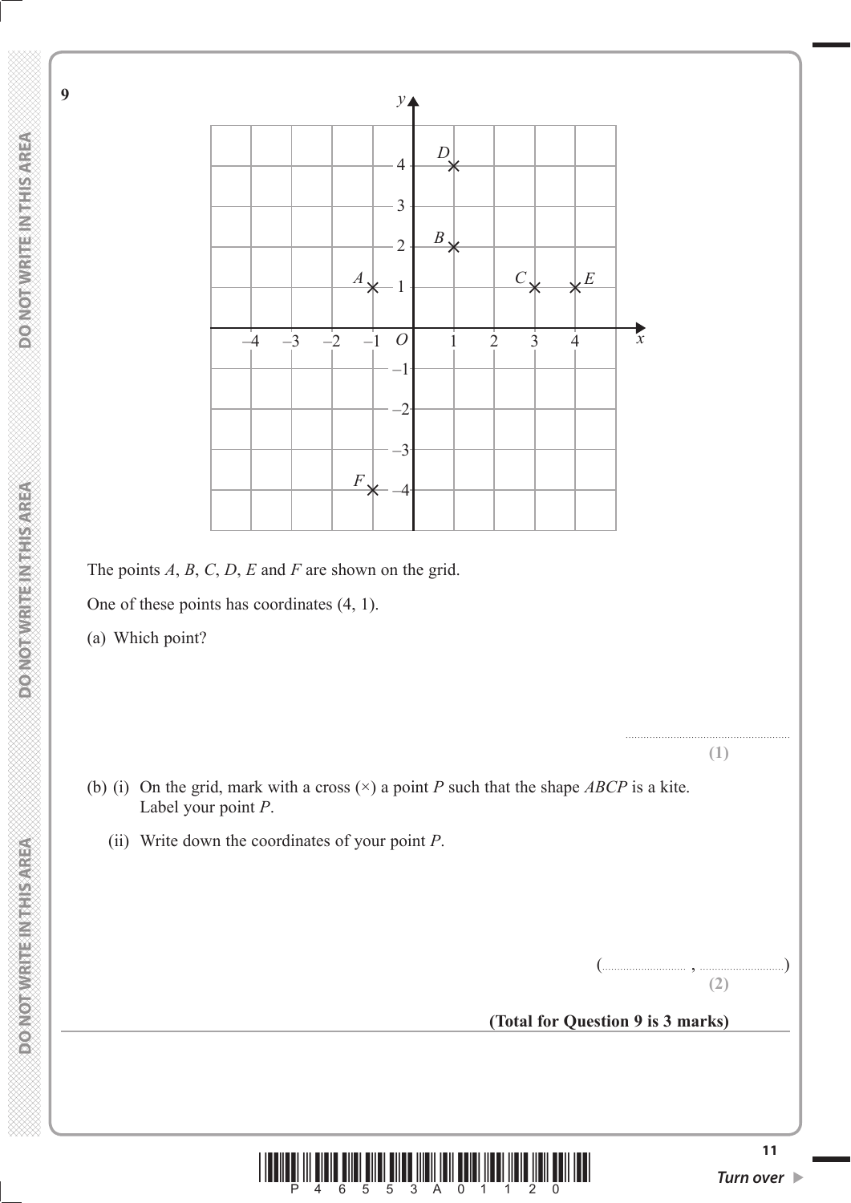**9**

The points $A$, $B$, $C$, $D$, $E$ and $F$ are shown on the grid.

One of these points has coordinates (4, 1).

(a) Which point?

..........................................................

**(1)**

(b) (i) On the grid, mark with a cross (×) a point $P$ such that the shape $ABCP$ is a kite. Label your point $P$.

(ii) Write down the coordinates of your point $P$.

(.......................... , ..........................)

**(2)**

**(Total for Question 9 is 3 marks)**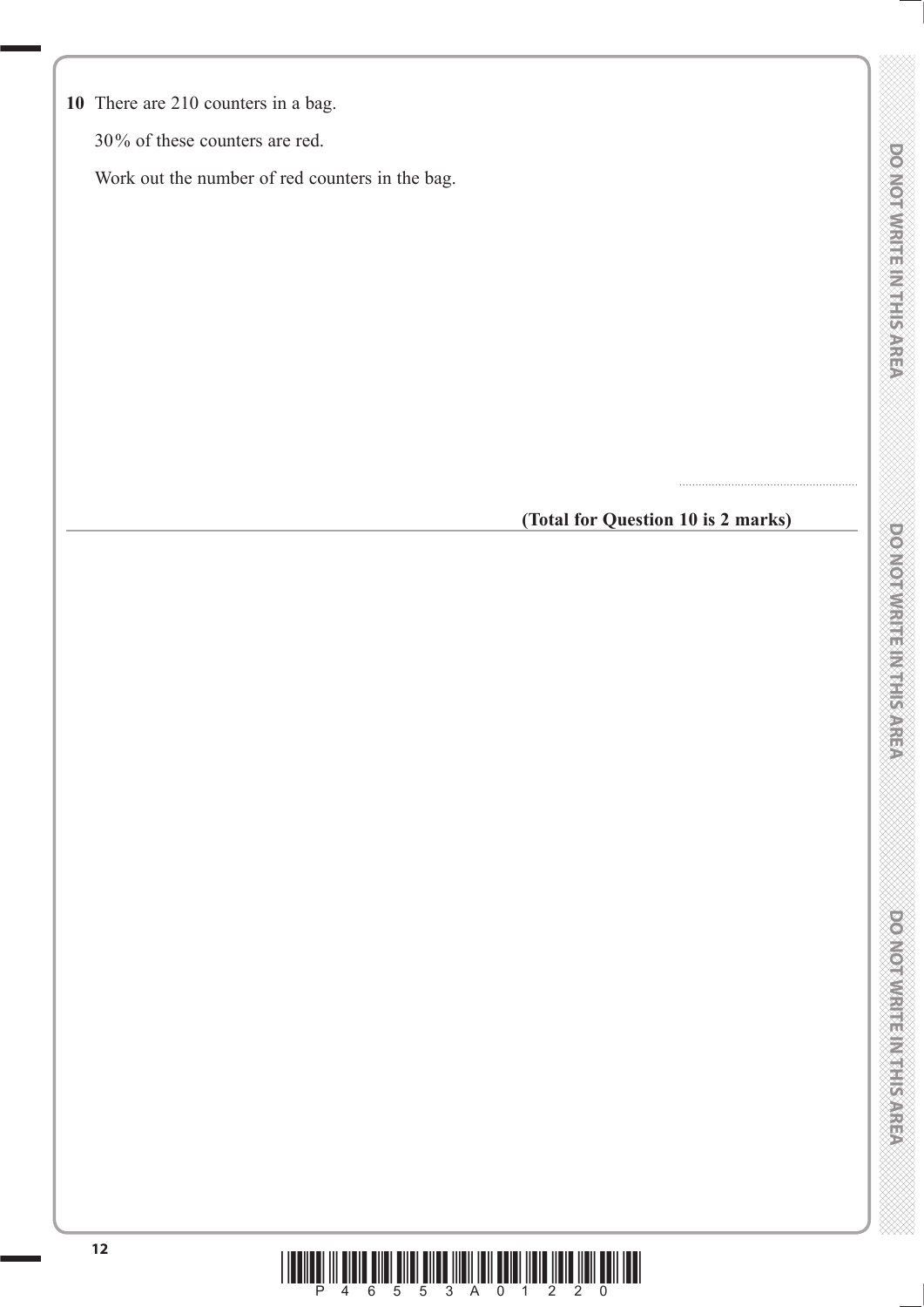**10** There are 210 counters in a bag.

30% of these counters are red.

Work out the number of red counters in the bag.

..........................................................

**(Total for Question 10 is 2 marks)**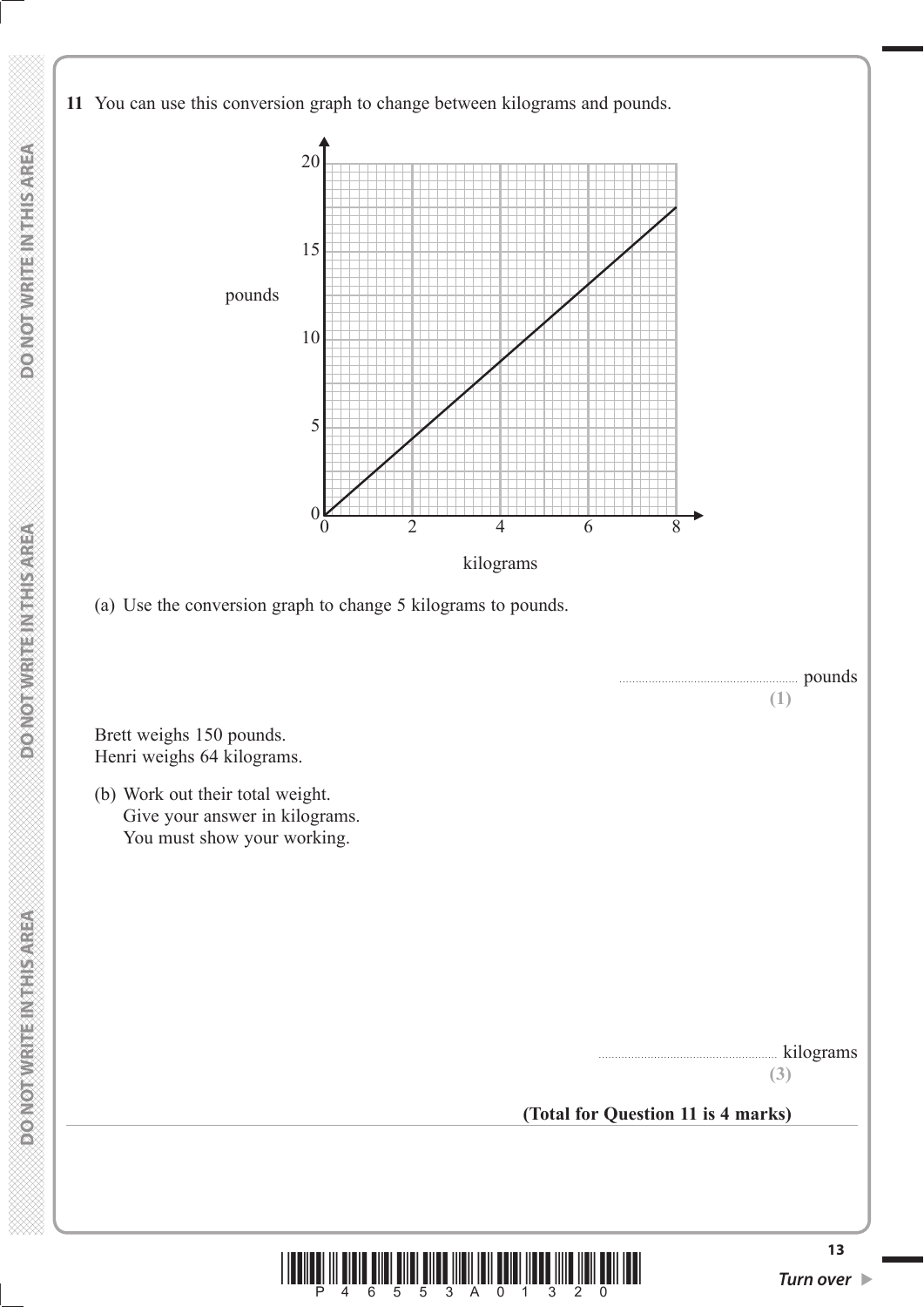**11** You can use this conversion graph to change between kilograms and pounds.

(a) Use the conversion graph to change 5 kilograms to pounds.

.......................................................... pounds
**(1)**

Brett weighs 150 pounds.
Henri weighs 64 kilograms.

(b) Work out their total weight.
Give your answer in kilograms.
You must show your working.

.......................................................... kilograms
**(3)**

**(Total for Question 11 is 4 marks)**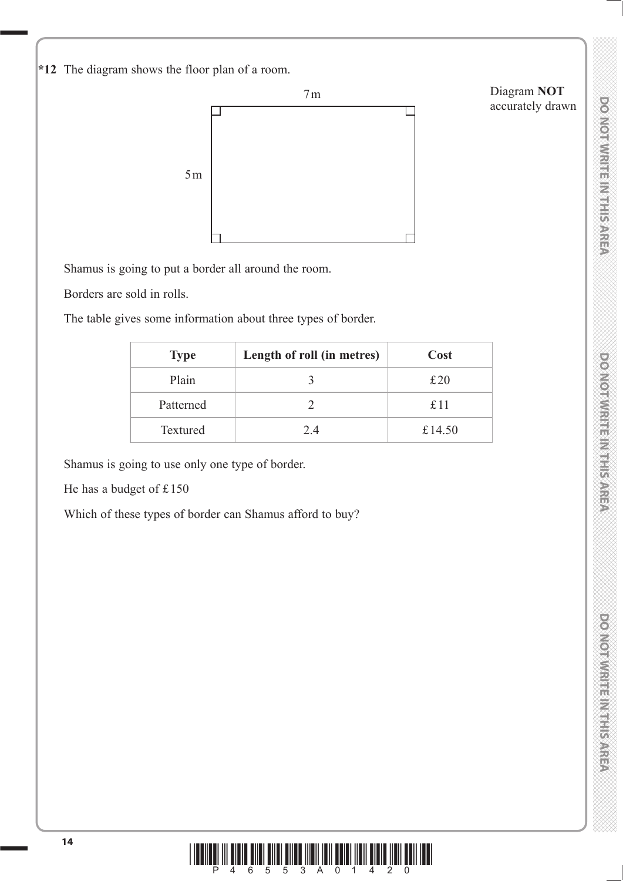**\*12** The diagram shows the floor plan of a room.

7 m

5 m

Diagram **NOT** accurately drawn

Shamus is going to put a border all around the room.

Borders are sold in rolls.

The table gives some information about three types of border.

| **Type** | **Length of roll (in metres)** | **Cost** |
|---|---|---|
| Plain | 3 | £20 |
| Patterned | 2 | £11 |
| Textured | 2.4 | £14.50 |

Shamus is going to use only one type of border.

He has a budget of £150

Which of these types of border can Shamus afford to buy?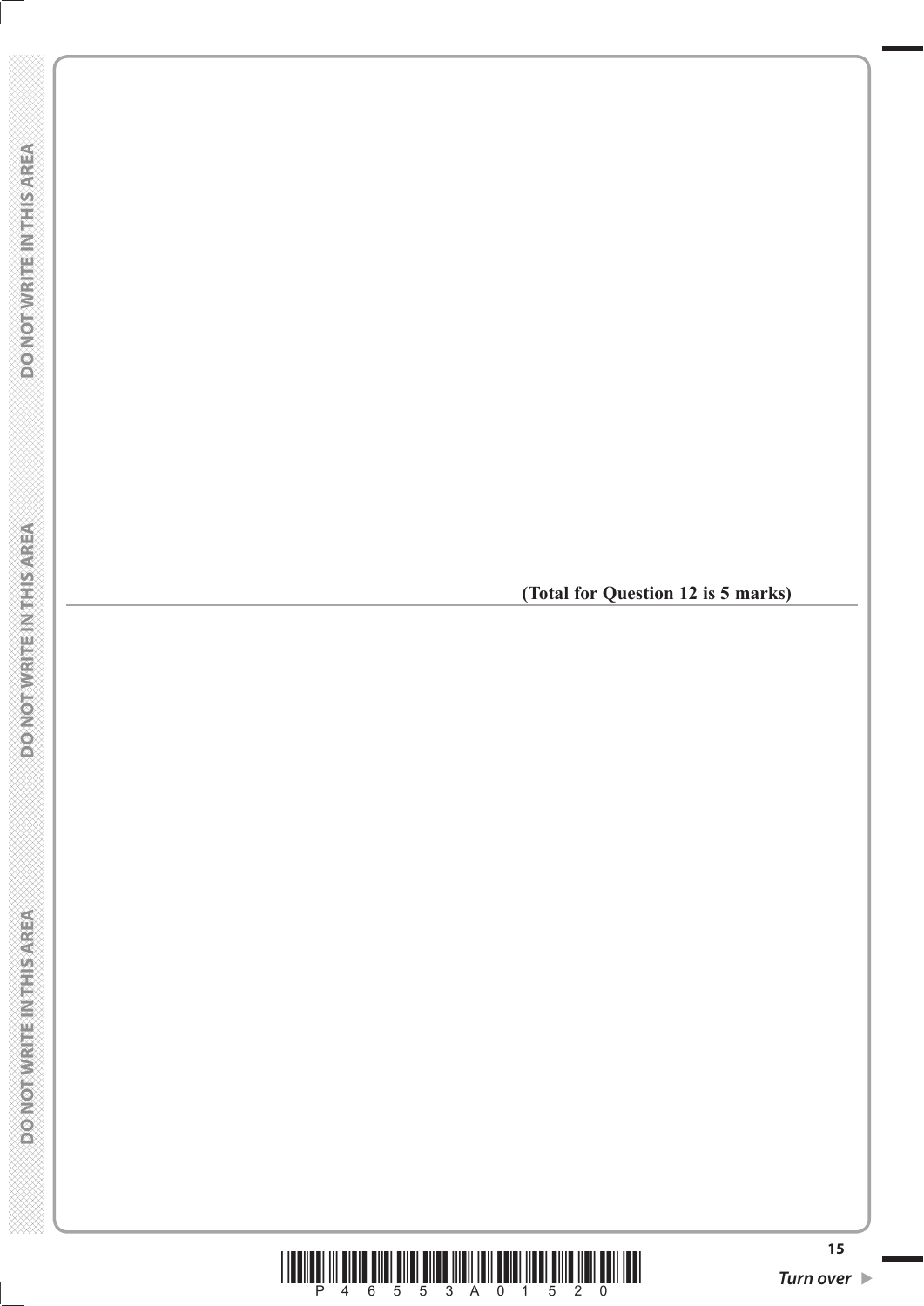**(Total for Question 12 is 5 marks)**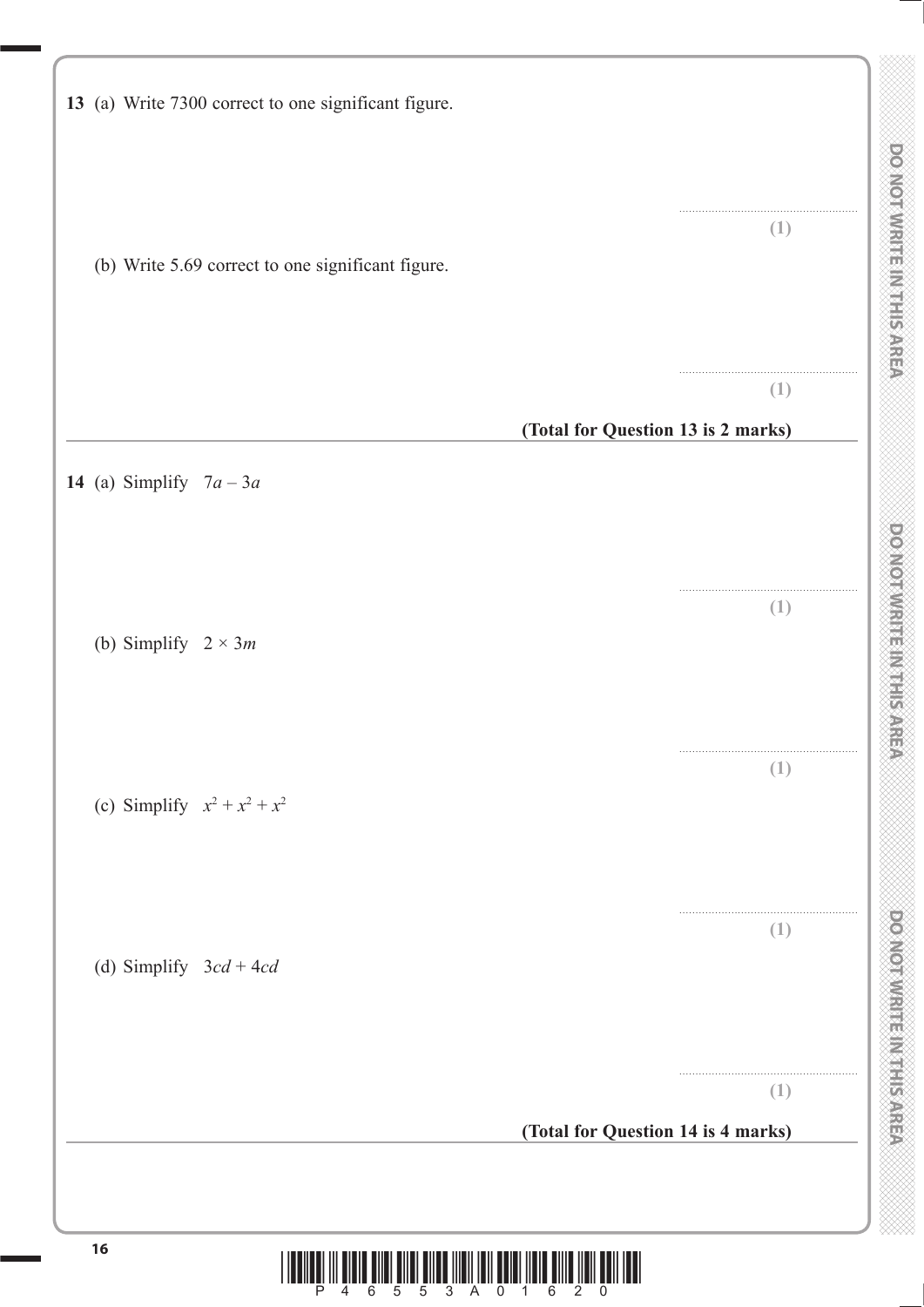**13** (a) Write 7300 correct to one significant figure.

.......................................................

**(1)**

(b) Write 5.69 correct to one significant figure.

.......................................................

**(1)**

**(Total for Question 13 is 2 marks)**

---

**14** (a) Simplify $7a - 3a$

.......................................................

**(1)**

(b) Simplify $2 \times 3m$

.......................................................

**(1)**

(c) Simplify $x^2 + x^2 + x^2$

.......................................................

**(1)**

(d) Simplify $3cd + 4cd$

.......................................................

**(1)**

**(Total for Question 14 is 4 marks)**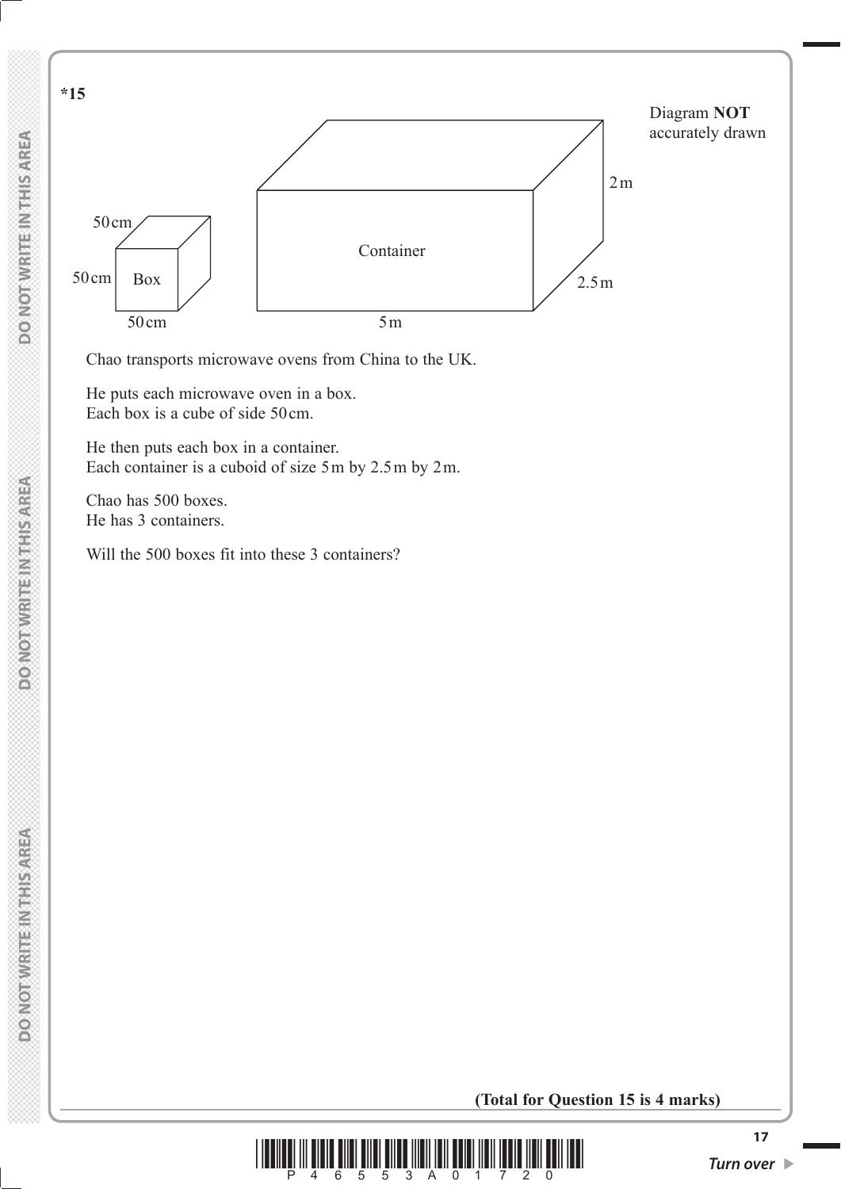**\*15**

Diagram **NOT** accurately drawn

Box: 50 cm, 50 cm, 50 cm

Container: 5 m, 2.5 m, 2 m

Chao transports microwave ovens from China to the UK.

He puts each microwave oven in a box.
Each box is a cube of side 50 cm.

He then puts each box in a container.
Each container is a cuboid of size 5 m by 2.5 m by 2 m.

Chao has 500 boxes.
He has 3 containers.

Will the 500 boxes fit into these 3 containers?

**(Total for Question 15 is 4 marks)**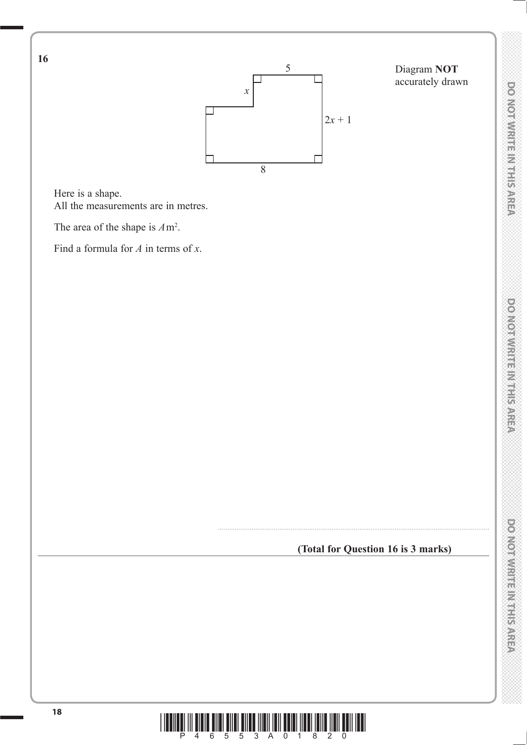**16**

Diagram **NOT** accurately drawn

Here is a shape.
All the measurements are in metres.

The area of the shape is $A\,\text{m}^2$.

Find a formula for $A$ in terms of $x$.

..........................................................................................

**(Total for Question 16 is 3 marks)**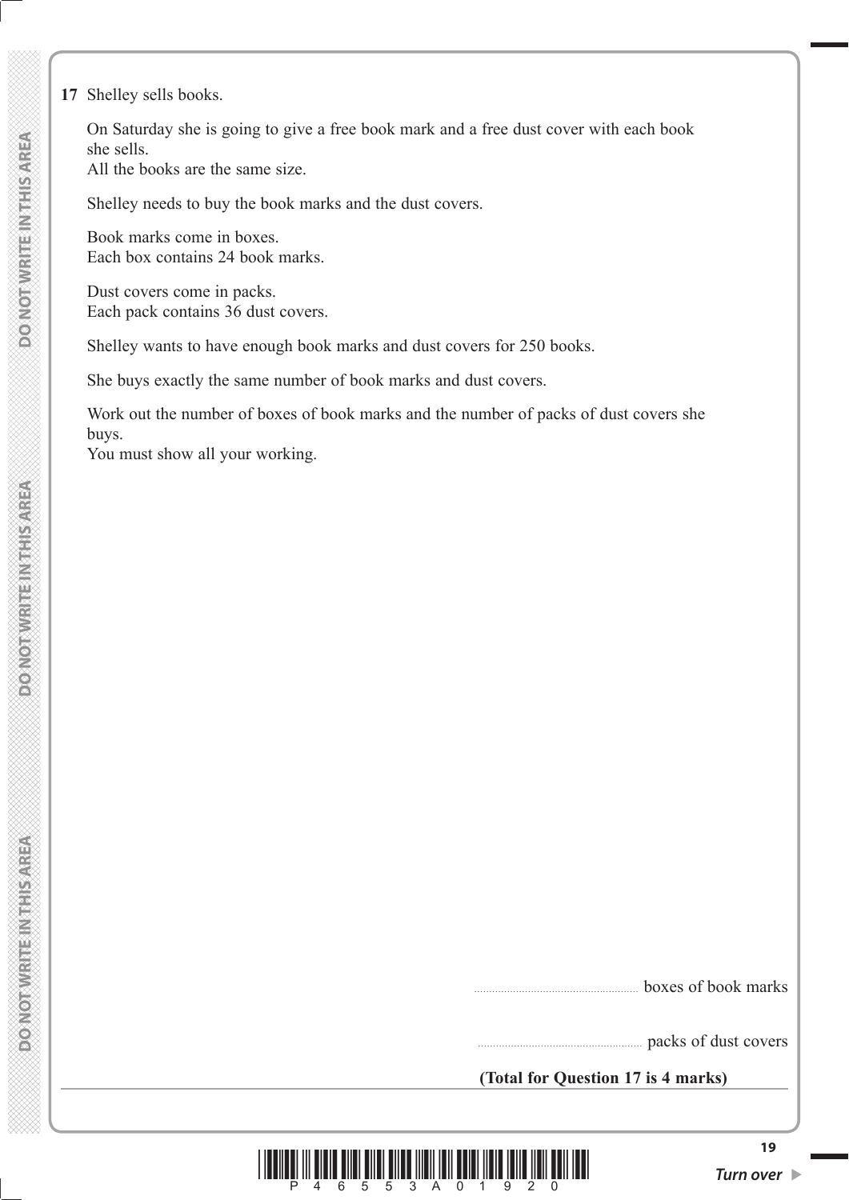**17** Shelley sells books.

On Saturday she is going to give a free book mark and a free dust cover with each book she sells.
All the books are the same size.

Shelley needs to buy the book marks and the dust covers.

Book marks come in boxes.
Each box contains 24 book marks.

Dust covers come in packs.
Each pack contains 36 dust covers.

Shelley wants to have enough book marks and dust covers for 250 books.

She buys exactly the same number of book marks and dust covers.

Work out the number of boxes of book marks and the number of packs of dust covers she buys.
You must show all your working.

........................................ boxes of book marks

........................................ packs of dust covers

**(Total for Question 17 is 4 marks)**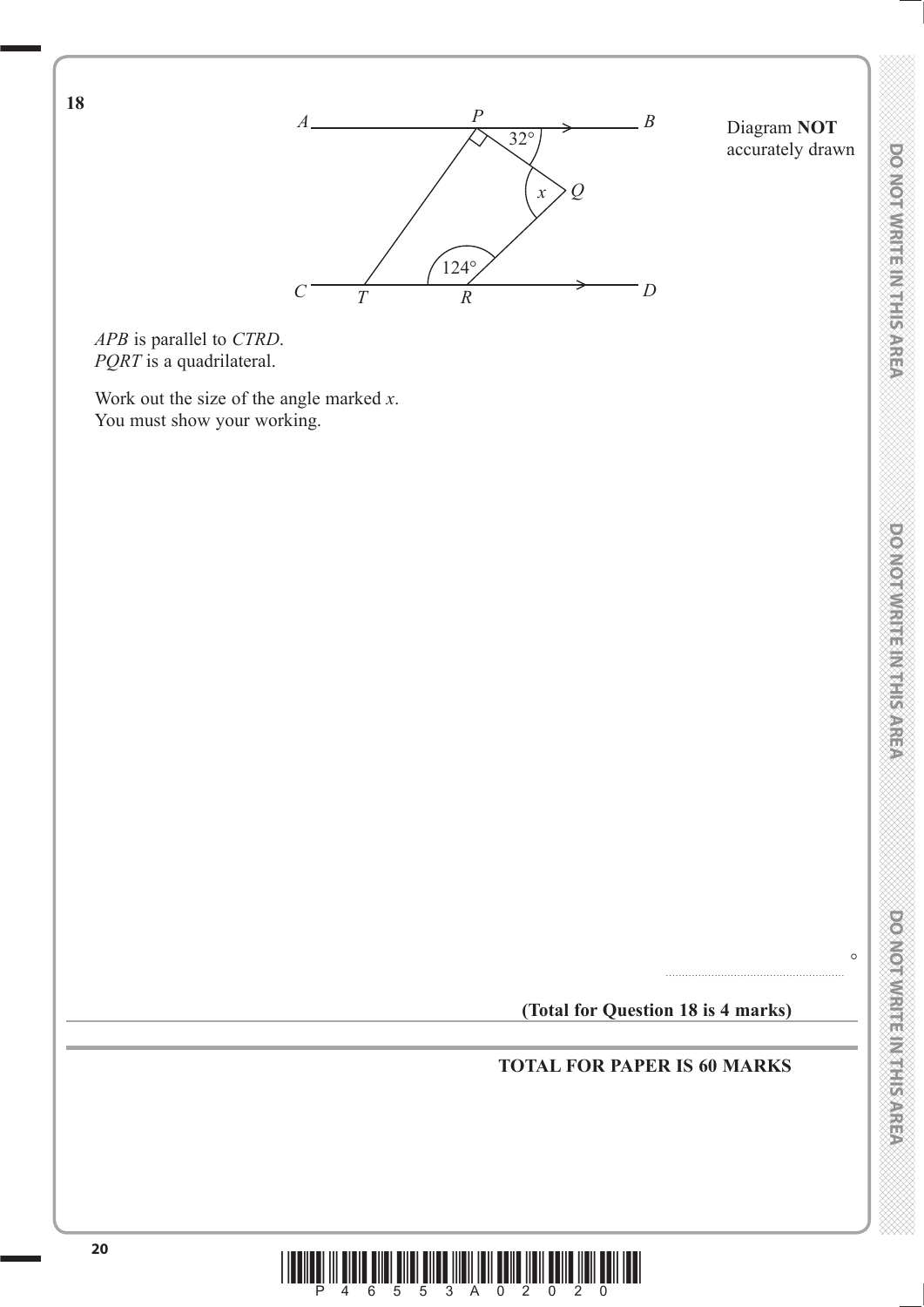**18**

A P B

32°

x Q

124°

C T R D

Diagram **NOT** accurately drawn

*APB* is parallel to *CTRD*.
*PQRT* is a quadrilateral.

Work out the size of the angle marked *x*.
You must show your working.

.......................................................°

**(Total for Question 18 is 4 marks)**

**TOTAL FOR PAPER IS 60 MARKS**